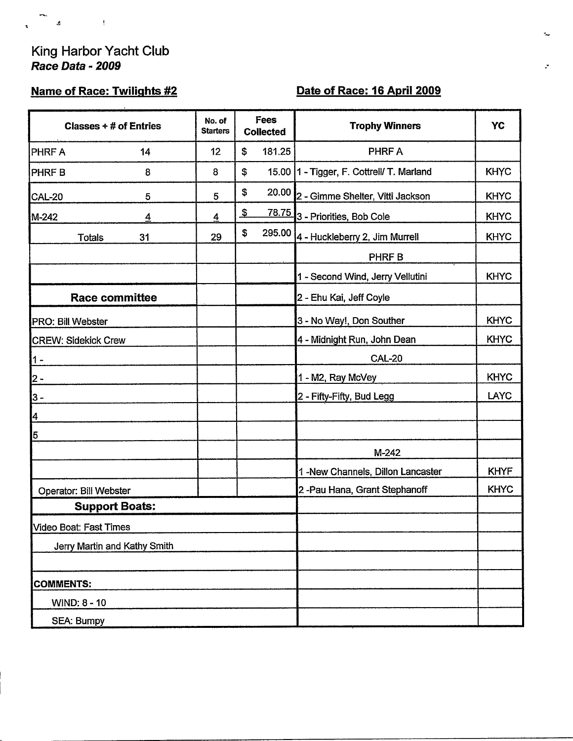# King Harbor Yacht Club

***Race Data - 2009***

**Name of Race: Twilights #2**

**Date of Race: 16 April 2009**

| Classes + # of Entries | | No. of Starters | Fees Collected | Trophy Winners | YC |
|---|---|---|---|---|---|
| PHRF A | 14 | 12 | $ 181.25 | PHRF A | |
| PHRF B | 8 | 8 | $ 15.00 | 1 - Tigger, F. Cottrell/ T. Marland | KHYC |
| CAL-20 | 5 | 5 | $ 20.00 | 2 - Gimme Shelter, Vitti Jackson | KHYC |
| M-242 | 4 | 4 | $ 78.75 | 3 - Priorities, Bob Cole | KHYC |
| Totals | 31 | 29 | $ 295.00 | 4 - Huckleberry 2, Jim Murrell | KHYC |
| | | | | PHRF B | |
| | | | | 1 - Second Wind, Jerry Vellutini | KHYC |
| **Race committee** | | | | 2 - Ehu Kai, Jeff Coyle | |
| PRO: Bill Webster | | | | 3 - No Way!, Don Souther | KHYC |
| CREW: Sidekick Crew | | | | 4 - Midnight Run, John Dean | KHYC |
| 1 - | | | | CAL-20 | |
| 2 - | | | | 1 - M2, Ray McVey | KHYC |
| 3 - | | | | 2 - Fifty-Fifty, Bud Legg | LAYC |
| 4 | | | | | |
| 5 | | | | | |
| | | | | M-242 | |
| | | | | 1 -New Channels, Dillon Lancaster | KHYF |
| Operator: Bill Webster | | | | 2 -Pau Hana, Grant Stephanoff | KHYC |
| **Support Boats:** | | | | | |
| Video Boat: Fast Times | | | | | |
| Jerry Martin and Kathy Smith | | | | | |
| | | | | | |
| **COMMENTS:** | | | | | |
| WIND: 8 - 10 | | | | | |
| SEA: Bumpy | | | | | |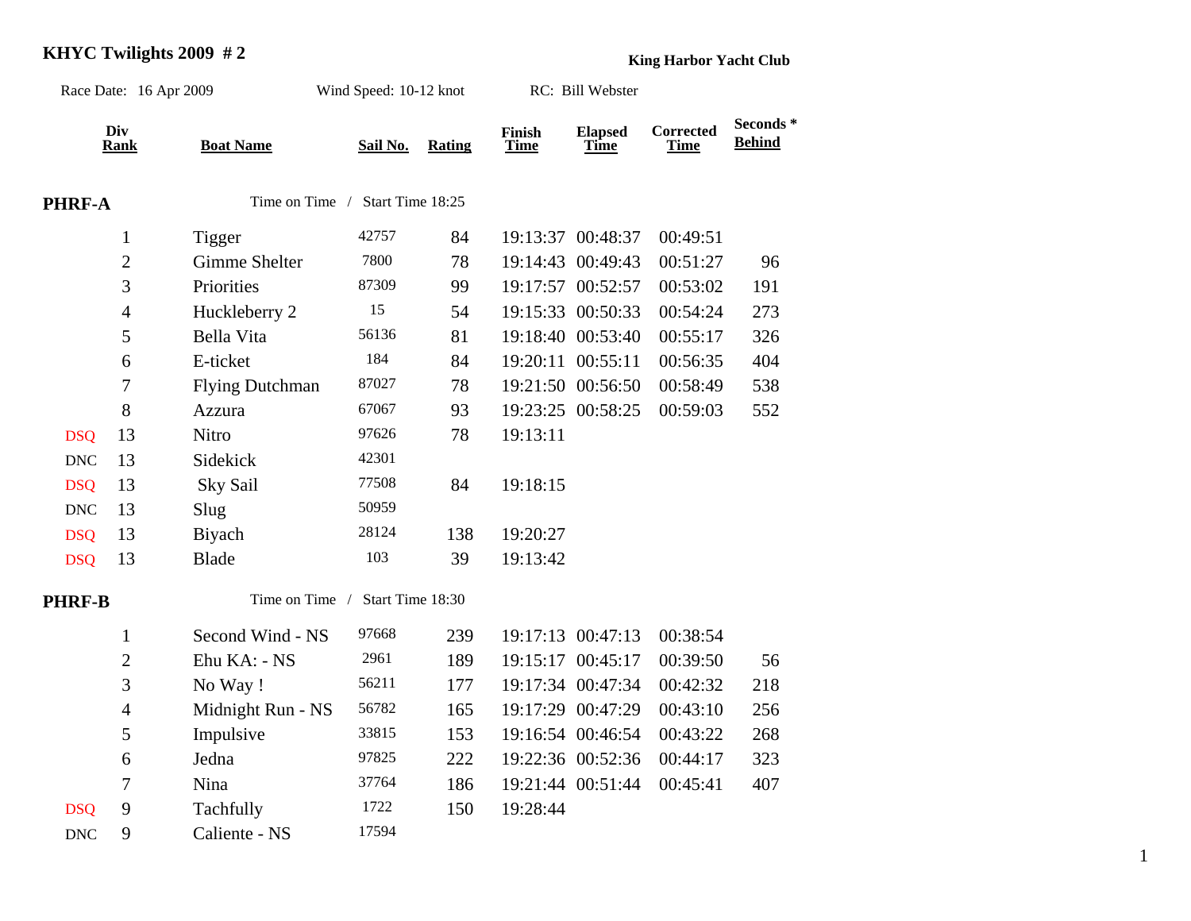# KHYC Twilights 2009 # 2

**King Harbor Yacht Club**

Race Date: 16 Apr 2009 Wind Speed: 10-12 knot RC: Bill Webster

## PHRF-A

Time on Time / Start Time 18:25

| | Div Rank | Boat Name | Sail No. | Rating | Finish Time | Elapsed Time | Corrected Time | Seconds * Behind |
|---|---|---|---|---|---|---|---|---|
| | 1 | Tigger | 42757 | 84 | 19:13:37 | 00:48:37 | 00:49:51 | |
| | 2 | Gimme Shelter | 7800 | 78 | 19:14:43 | 00:49:43 | 00:51:27 | 96 |
| | 3 | Priorities | 87309 | 99 | 19:17:57 | 00:52:57 | 00:53:02 | 191 |
| | 4 | Huckleberry 2 | 15 | 54 | 19:15:33 | 00:50:33 | 00:54:24 | 273 |
| | 5 | Bella Vita | 56136 | 81 | 19:18:40 | 00:53:40 | 00:55:17 | 326 |
| | 6 | E-ticket | 184 | 84 | 19:20:11 | 00:55:11 | 00:56:35 | 404 |
| | 7 | Flying Dutchman | 87027 | 78 | 19:21:50 | 00:56:50 | 00:58:49 | 538 |
| | 8 | Azzura | 67067 | 93 | 19:23:25 | 00:58:25 | 00:59:03 | 552 |
| DSQ | 13 | Nitro | 97626 | 78 | 19:13:11 | | | |
| DNC | 13 | Sidekick | 42301 | | | | | |
| DSQ | 13 | Sky Sail | 77508 | 84 | 19:18:15 | | | |
| DNC | 13 | Slug | 50959 | | | | | |
| DSQ | 13 | Biyach | 28124 | 138 | 19:20:27 | | | |
| DSQ | 13 | Blade | 103 | 39 | 19:13:42 | | | |

## PHRF-B

Time on Time / Start Time 18:30

| | Div Rank | Boat Name | Sail No. | Rating | Finish Time | Elapsed Time | Corrected Time | Seconds * Behind |
|---|---|---|---|---|---|---|---|---|
| | 1 | Second Wind - NS | 97668 | 239 | 19:17:13 | 00:47:13 | 00:38:54 | |
| | 2 | Ehu KA: - NS | 2961 | 189 | 19:15:17 | 00:45:17 | 00:39:50 | 56 |
| | 3 | No Way ! | 56211 | 177 | 19:17:34 | 00:47:34 | 00:42:32 | 218 |
| | 4 | Midnight Run - NS | 56782 | 165 | 19:17:29 | 00:47:29 | 00:43:10 | 256 |
| | 5 | Impulsive | 33815 | 153 | 19:16:54 | 00:46:54 | 00:43:22 | 268 |
| | 6 | Jedna | 97825 | 222 | 19:22:36 | 00:52:36 | 00:44:17 | 323 |
| | 7 | Nina | 37764 | 186 | 19:21:44 | 00:51:44 | 00:45:41 | 407 |
| DSQ | 9 | Tachfully | 1722 | 150 | 19:28:44 | | | |
| DNC | 9 | Caliente - NS | 17594 | | | | | |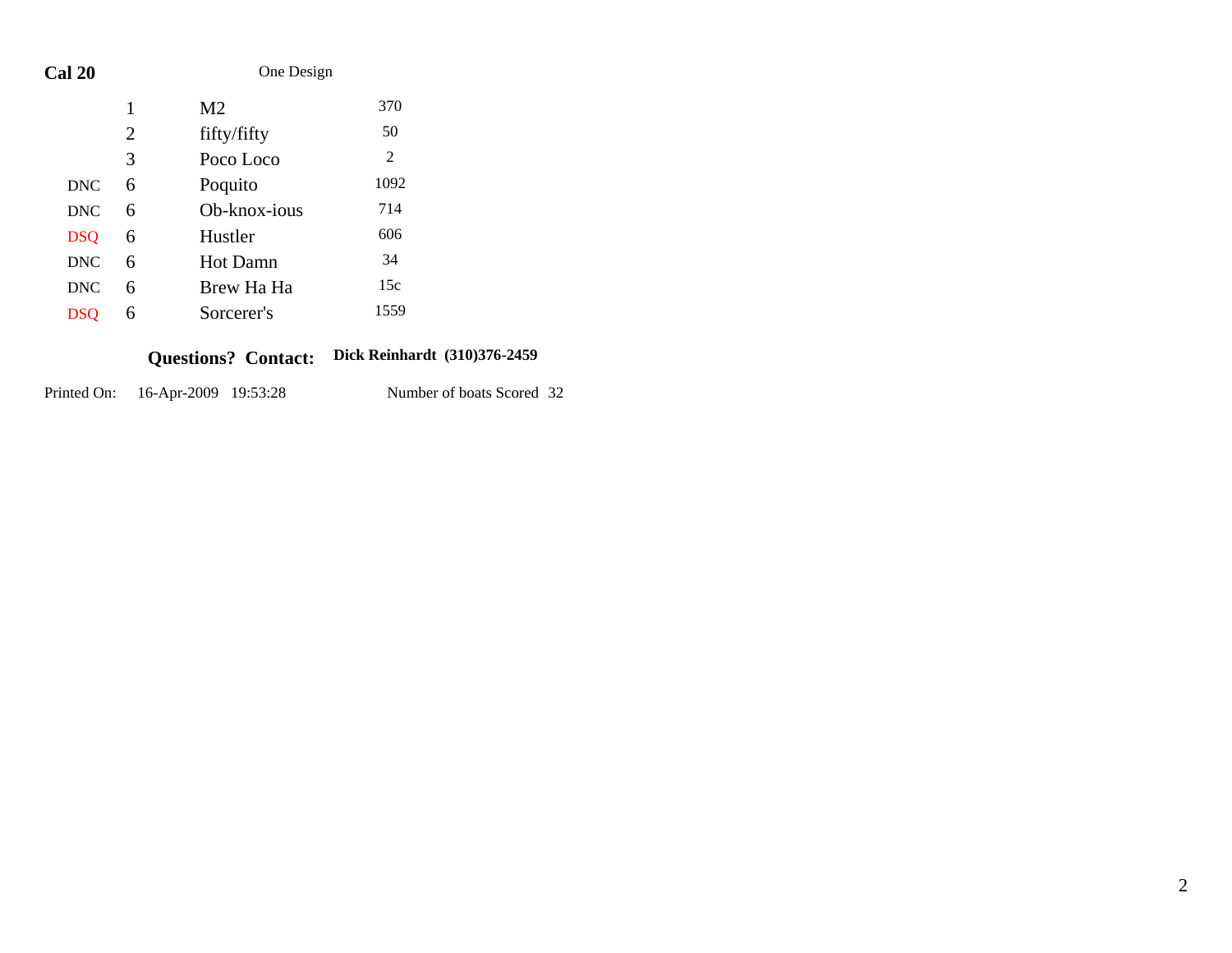**Cal 20** One Design

| | | | |
|---|---|---|---|
| | 1 | M2 | 370 |
| | 2 | fifty/fifty | 50 |
| | 3 | Poco Loco | 2 |
| DNC | 6 | Poquito | 1092 |
| DNC | 6 | Ob-knox-ious | 714 |
| DSQ | 6 | Hustler | 606 |
| DNC | 6 | Hot Damn | 34 |
| DNC | 6 | Brew Ha Ha | 15c |
| DSQ | 6 | Sorcerer's | 1559 |

**Questions? Contact:** **Dick Reinhardt (310)376-2459**

Printed On: 16-Apr-2009 19:53:28 Number of boats Scored 32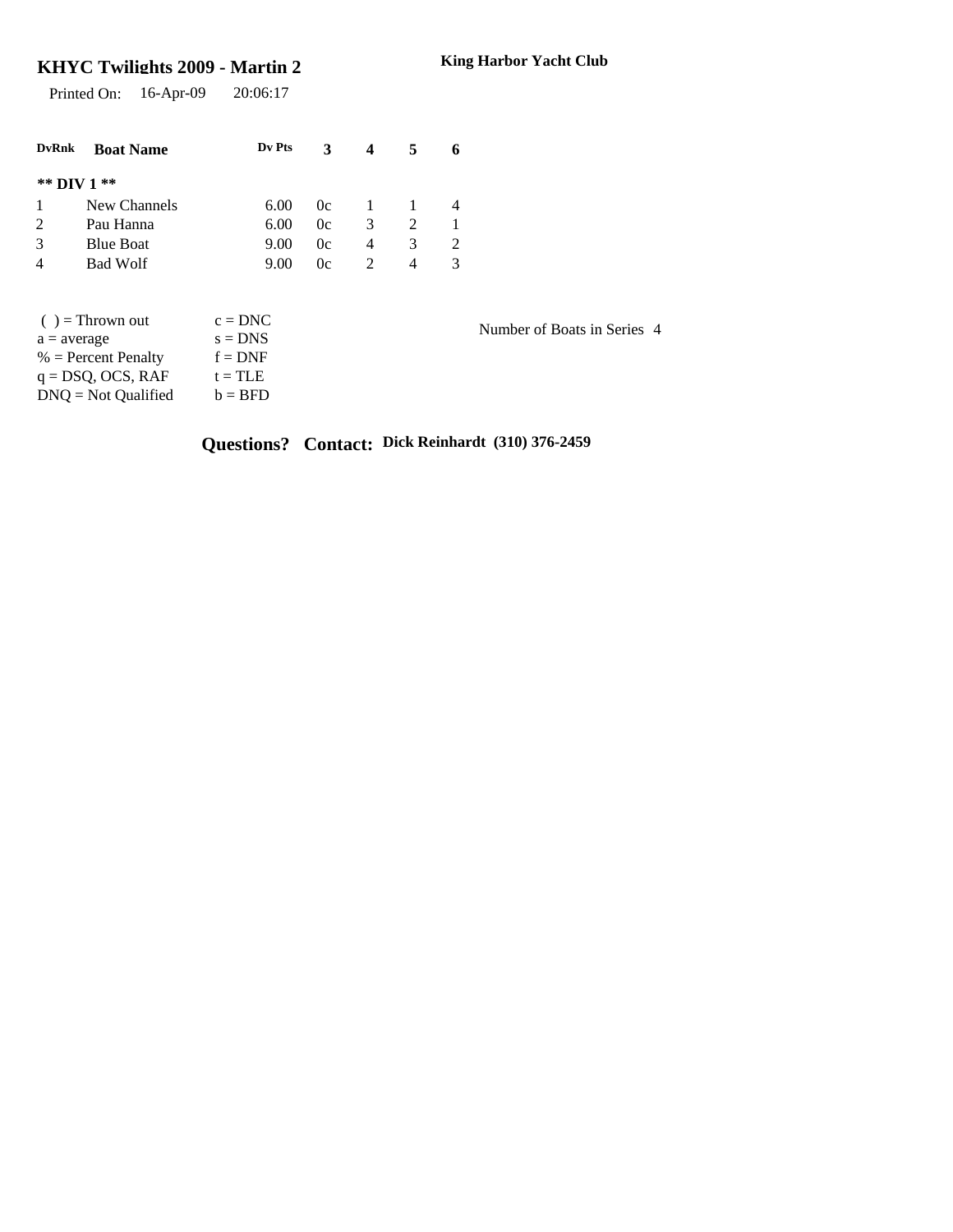# KHYC Twilights 2009 - Martin 2

**King Harbor Yacht Club**

Printed On: 16-Apr-09 20:06:17

| DvRnk | Boat Name | Dv Pts | 3 | 4 | 5 | 6 |
|---|---|---|---|---|---|---|
| **\*\* DIV 1 \*\*** | | | | | | |
| 1 | New Channels | 6.00 | 0c | 1 | 1 | 4 |
| 2 | Pau Hanna | 6.00 | 0c | 3 | 2 | 1 |
| 3 | Blue Boat | 9.00 | 0c | 4 | 3 | 2 |
| 4 | Bad Wolf | 9.00 | 0c | 2 | 4 | 3 |

| | |
|---|---|
| ( ) = Thrown out | c = DNC |
| a = average | s = DNS |
| % = Percent Penalty | f = DNF |
| q = DSQ, OCS, RAF | t = TLE |
| DNQ = Not Qualified | b = BFD |

Number of Boats in Series 4

**Questions? Contact: Dick Reinhardt (310) 376-2459**